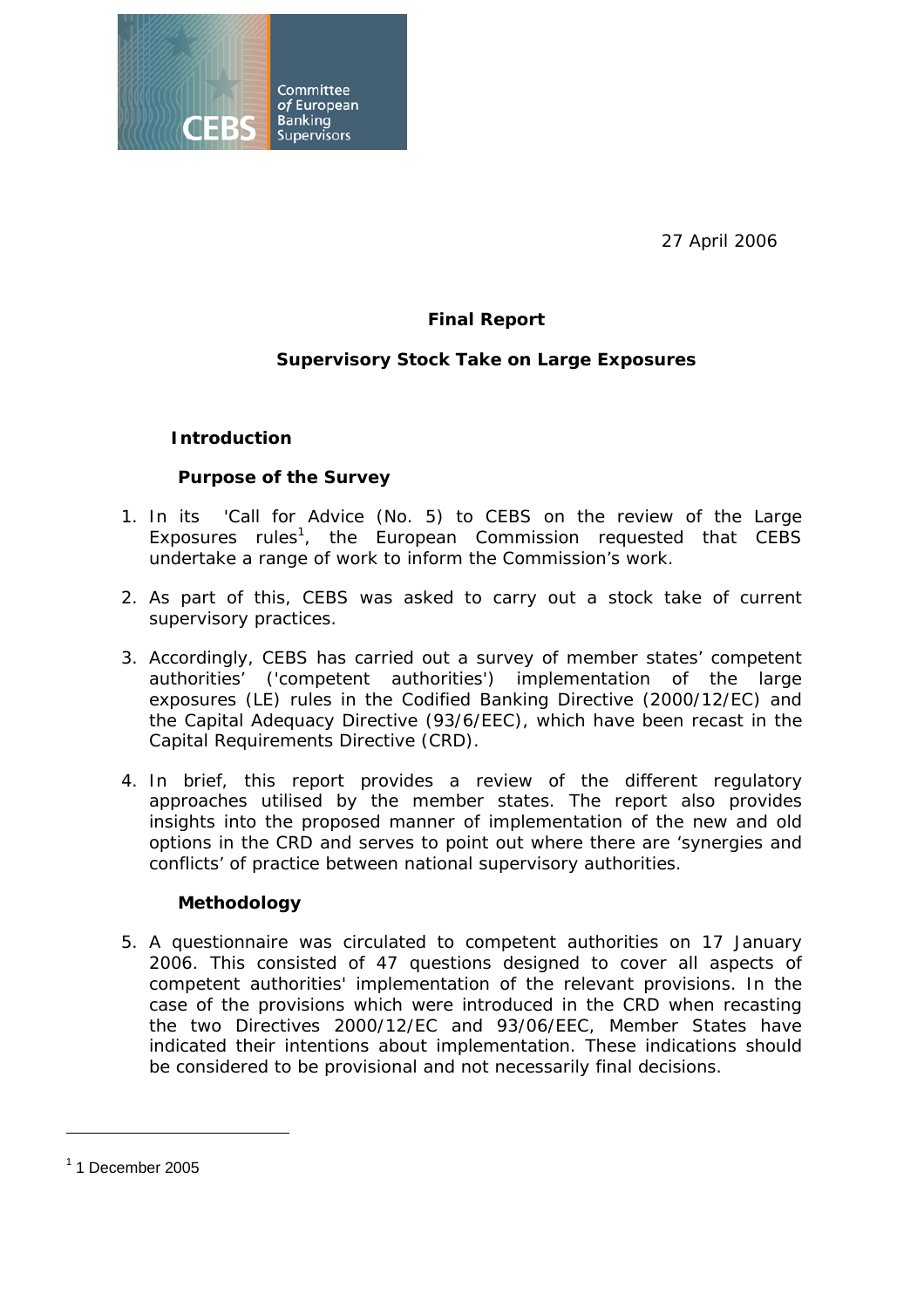Committee of European Banking Supervisors

27 April 2006

**Final Report**

**Supervisory Stock Take on Large Exposures**

## Introduction

### Purpose of the Survey

1. In its 'Call for Advice (No. 5) to CEBS on the review of the Large Exposures rules[1], the European Commission requested that CEBS undertake a range of work to inform the Commission's work.

2. As part of this, CEBS was asked to carry out a stock take of current supervisory practices.

3. Accordingly, CEBS has carried out a survey of member states' competent authorities' ('competent authorities') implementation of the large exposures (LE) rules in the Codified Banking Directive (2000/12/EC) and the Capital Adequacy Directive (93/6/EEC), which have been recast in the Capital Requirements Directive (CRD).

4. In brief, this report provides a review of the different regulatory approaches utilised by the member states. The report also provides insights into the proposed manner of implementation of the new and old options in the CRD and serves to point out where there are 'synergies and conflicts' of practice between national supervisory authorities.

### Methodology

5. A questionnaire was circulated to competent authorities on 17 January 2006. This consisted of 47 questions designed to cover all aspects of competent authorities' implementation of the relevant provisions. In the case of the provisions which were introduced in the CRD when recasting the two Directives 2000/12/EC and 93/06/EEC, Member States have indicated their intentions about implementation. These indications should be considered to be provisional and not necessarily final decisions.

---

[1] 1 December 2005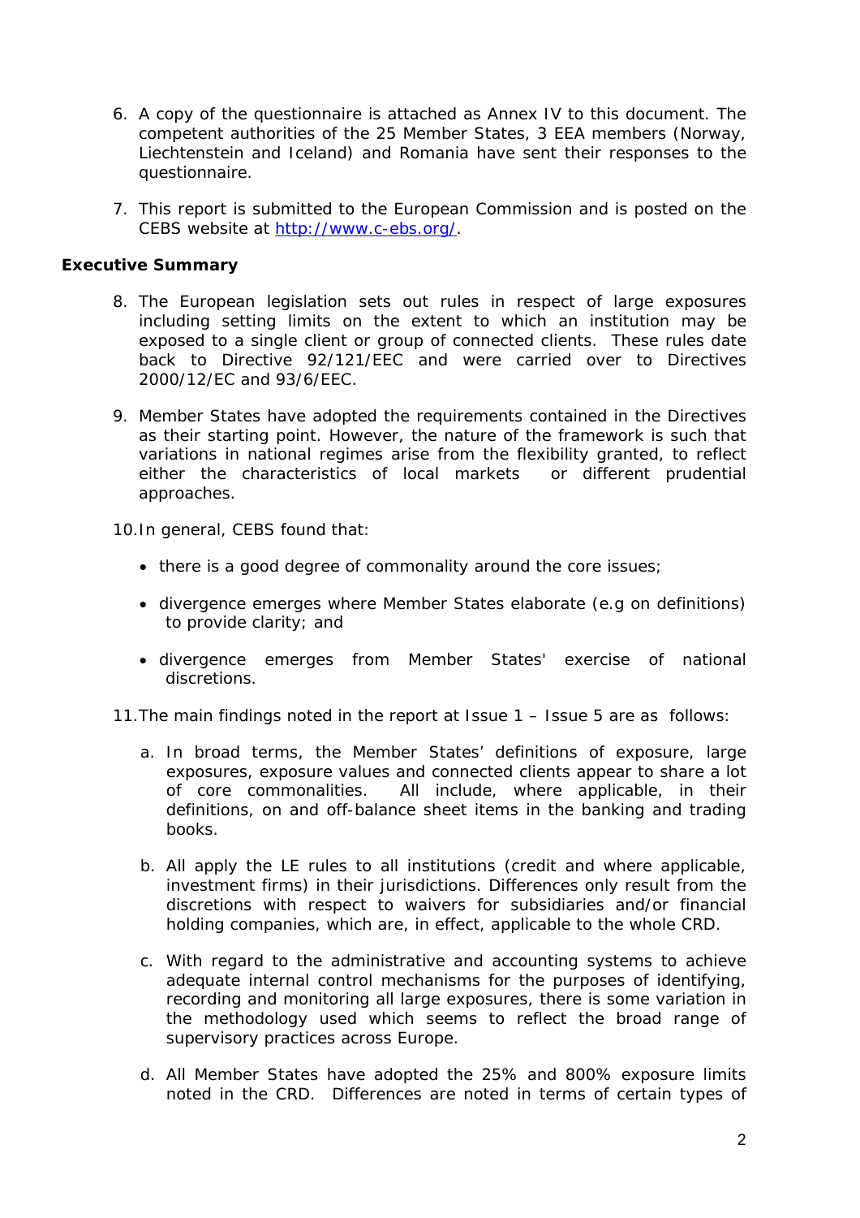6. A copy of the questionnaire is attached as Annex IV to this document. The competent authorities of the 25 Member States, 3 EEA members (Norway, Liechtenstein and Iceland) and Romania have sent their responses to the questionnaire.

7. This report is submitted to the European Commission and is posted on the CEBS website at http://www.c-ebs.org/.

**Executive Summary**

8. The European legislation sets out rules in respect of large exposures including setting limits on the extent to which an institution may be exposed to a single client or group of connected clients. These rules date back to Directive 92/121/EEC and were carried over to Directives 2000/12/EC and 93/6/EEC.

9. Member States have adopted the requirements contained in the Directives as their starting point. However, the nature of the framework is such that variations in national regimes arise from the flexibility granted, to reflect either the characteristics of local markets or different prudential approaches.

10. In general, CEBS found that:

   - there is a good degree of commonality around the core issues;
   - divergence emerges where Member States elaborate (e.g on definitions) to provide clarity; and
   - divergence emerges from Member States' exercise of national discretions.

11. The main findings noted in the report at Issue 1 – Issue 5 are as follows:

   a. In broad terms, the Member States' definitions of exposure, large exposures, exposure values and connected clients appear to share a lot of core commonalities. All include, where applicable, in their definitions, on and off-balance sheet items in the banking and trading books.

   b. All apply the LE rules to all institutions (credit and where applicable, investment firms) in their jurisdictions. Differences only result from the discretions with respect to waivers for subsidiaries and/or financial holding companies, which are, in effect, applicable to the whole CRD.

   c. With regard to the administrative and accounting systems to achieve adequate internal control mechanisms for the purposes of identifying, recording and monitoring all large exposures, there is some variation in the methodology used which seems to reflect the broad range of supervisory practices across Europe.

   d. All Member States have adopted the 25% and 800% exposure limits noted in the CRD. Differences are noted in terms of certain types of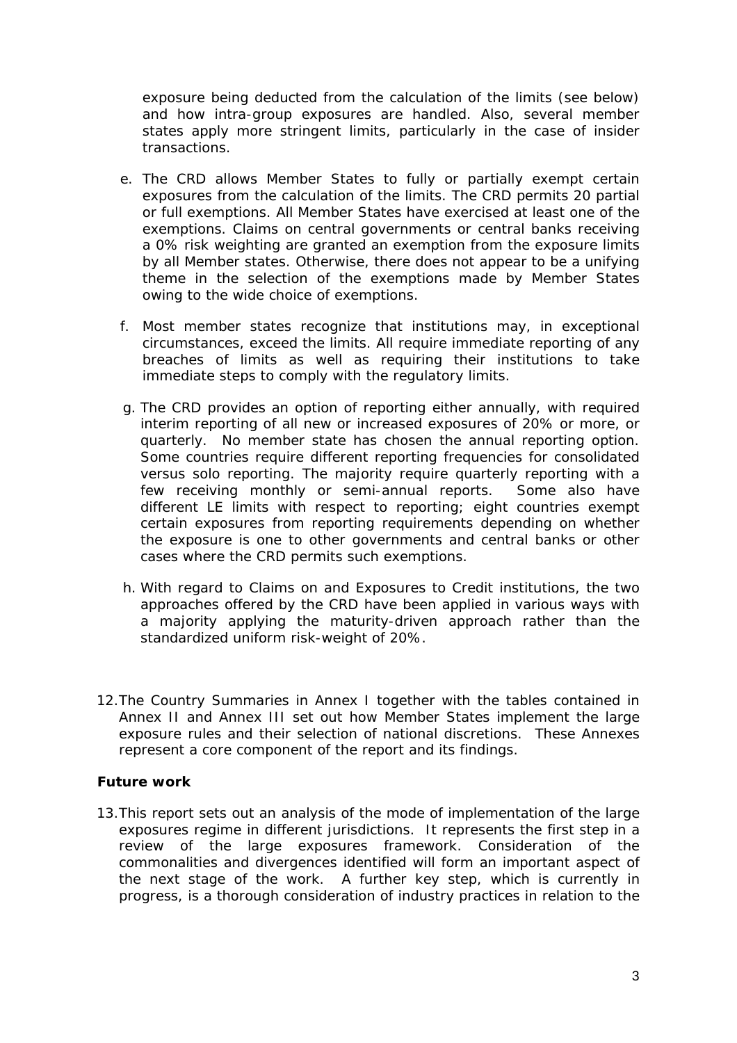exposure being deducted from the calculation of the limits (see below) and how intra-group exposures are handled. Also, several member states apply more stringent limits, particularly in the case of insider transactions.

e. The CRD allows Member States to fully or partially exempt certain exposures from the calculation of the limits. The CRD permits 20 partial or full exemptions. All Member States have exercised at least one of the exemptions. Claims on central governments or central banks receiving a 0% risk weighting are granted an exemption from the exposure limits by all Member states. Otherwise, there does not appear to be a unifying theme in the selection of the exemptions made by Member States owing to the wide choice of exemptions.

f. Most member states recognize that institutions may, in exceptional circumstances, exceed the limits. All require immediate reporting of any breaches of limits as well as requiring their institutions to take immediate steps to comply with the regulatory limits.

g. The CRD provides an option of reporting either annually, with required interim reporting of all new or increased exposures of 20% or more, or quarterly. No member state has chosen the annual reporting option. Some countries require different reporting frequencies for consolidated versus solo reporting. The majority require quarterly reporting with a few receiving monthly or semi-annual reports. Some also have different LE limits with respect to reporting; eight countries exempt certain exposures from reporting requirements depending on whether the exposure is one to other governments and central banks or other cases where the CRD permits such exemptions.

h. With regard to Claims on and Exposures to Credit institutions, the two approaches offered by the CRD have been applied in various ways with a majority applying the maturity-driven approach rather than the standardized uniform risk-weight of 20%.

12. The Country Summaries in Annex I together with the tables contained in Annex II and Annex III set out how Member States implement the large exposure rules and their selection of national discretions. These Annexes represent a core component of the report and its findings.

**Future work**

13. This report sets out an analysis of the mode of implementation of the large exposures regime in different jurisdictions. It represents the first step in a review of the large exposures framework. Consideration of the commonalities and divergences identified will form an important aspect of the next stage of the work. A further key step, which is currently in progress, is a thorough consideration of industry practices in relation to the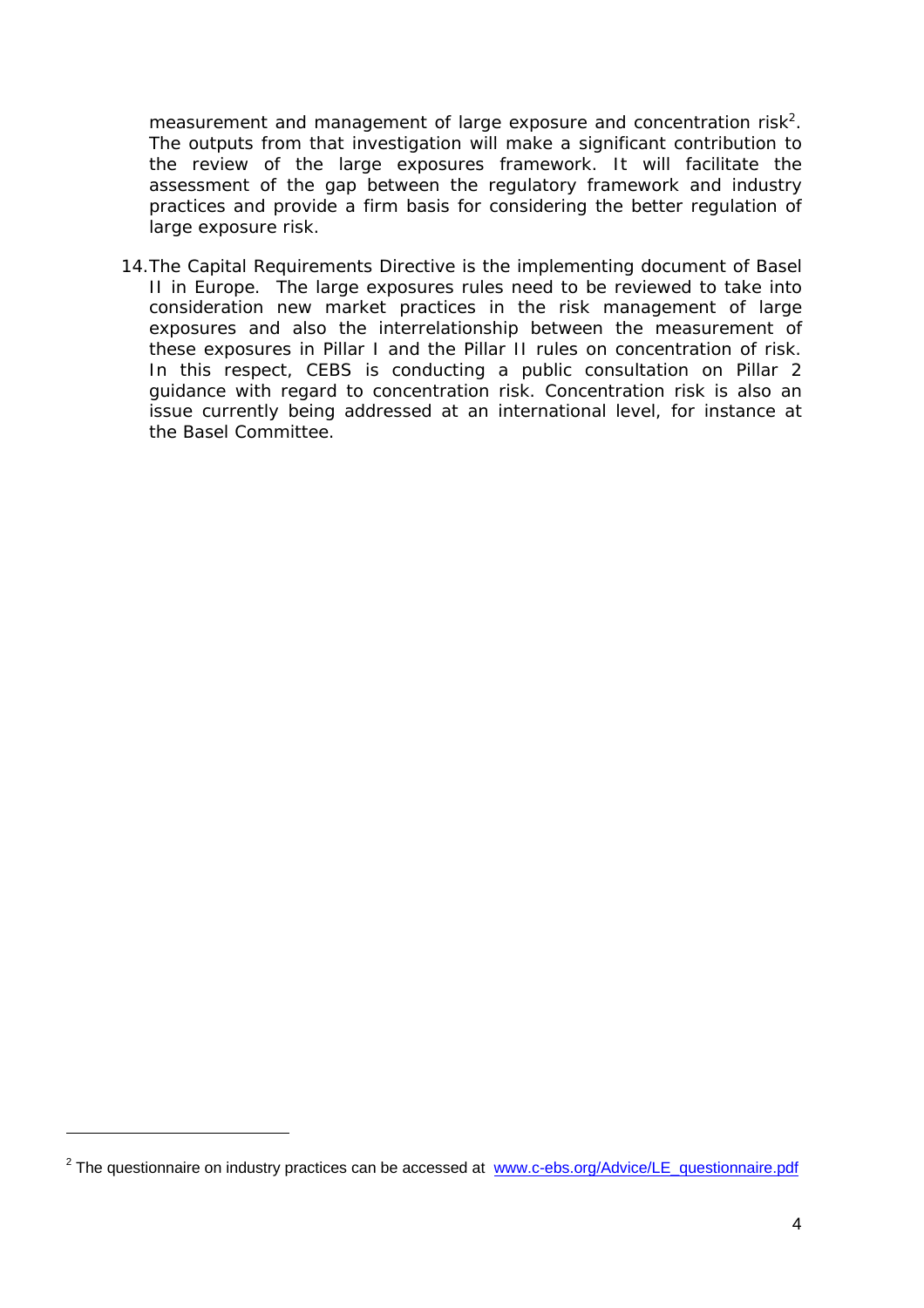measurement and management of large exposure and concentration risk[2]. The outputs from that investigation will make a significant contribution to the review of the large exposures framework. It will facilitate the assessment of the gap between the regulatory framework and industry practices and provide a firm basis for considering the better regulation of large exposure risk.

14. The Capital Requirements Directive is the implementing document of Basel II in Europe. The large exposures rules need to be reviewed to take into consideration new market practices in the risk management of large exposures and also the interrelationship between the measurement of these exposures in Pillar I and the Pillar II rules on concentration of risk. In this respect, CEBS is conducting a public consultation on Pillar 2 guidance with regard to concentration risk. Concentration risk is also an issue currently being addressed at an international level, for instance at the Basel Committee.

---

[2] The questionnaire on industry practices can be accessed at www.c-ebs.org/Advice/LE_questionnaire.pdf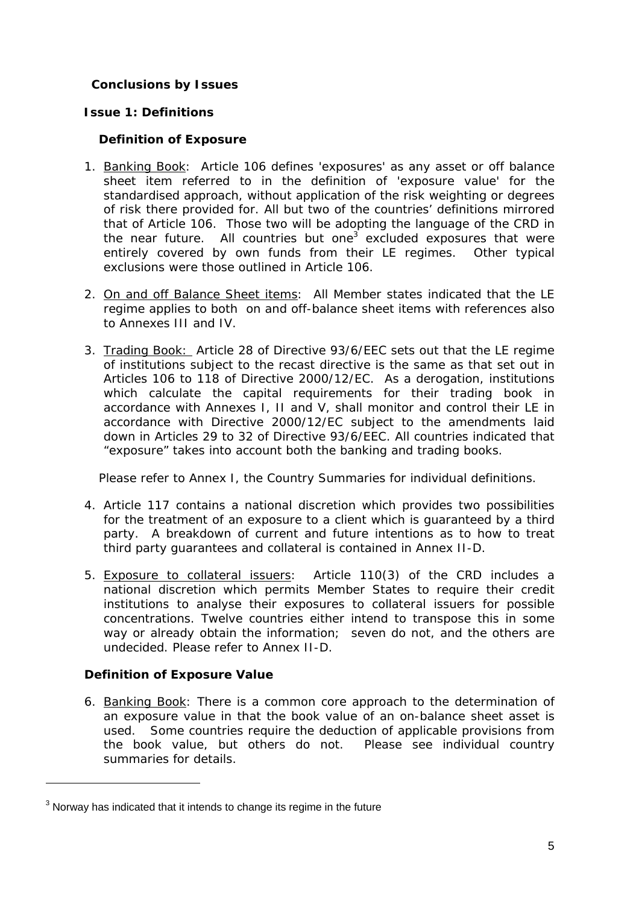## Conclusions by Issues

### Issue 1: Definitions

#### Definition of Exposure

1. Banking Book: Article 106 defines 'exposures' as any asset or off balance sheet item referred to in the definition of 'exposure value' for the standardised approach, without application of the risk weighting or degrees of risk there provided for. All but two of the countries' definitions mirrored that of Article 106. Those two will be adopting the language of the CRD in the near future. All countries but one[3] excluded exposures that were entirely covered by own funds from their LE regimes. Other typical exclusions were those outlined in Article 106.

2. On and off Balance Sheet items: All Member states indicated that the LE regime applies to both on and off-balance sheet items with references also to Annexes III and IV.

3. Trading Book: Article 28 of Directive 93/6/EEC sets out that the LE regime of institutions subject to the recast directive is the same as that set out in Articles 106 to 118 of Directive 2000/12/EC. As a derogation, institutions which calculate the capital requirements for their trading book in accordance with Annexes I, II and V, shall monitor and control their LE in accordance with Directive 2000/12/EC subject to the amendments laid down in Articles 29 to 32 of Directive 93/6/EEC. All countries indicated that "exposure" takes into account both the banking and trading books.

   Please refer to Annex I, the Country Summaries for individual definitions.

4. Article 117 contains a national discretion which provides two possibilities for the treatment of an exposure to a client which is guaranteed by a third party. A breakdown of current and future intentions as to how to treat third party guarantees and collateral is contained in Annex II-D.

5. Exposure to collateral issuers: Article 110(3) of the CRD includes a national discretion which permits Member States to require their credit institutions to analyse their exposures to collateral issuers for possible concentrations. Twelve countries either intend to transpose this in some way or already obtain the information; seven do not, and the others are undecided. Please refer to Annex II-D.

#### Definition of Exposure Value

6. Banking Book: There is a common core approach to the determination of an exposure value in that the book value of an on-balance sheet asset is used. Some countries require the deduction of applicable provisions from the book value, but others do not. Please see individual country summaries for details.

[3] Norway has indicated that it intends to change its regime in the future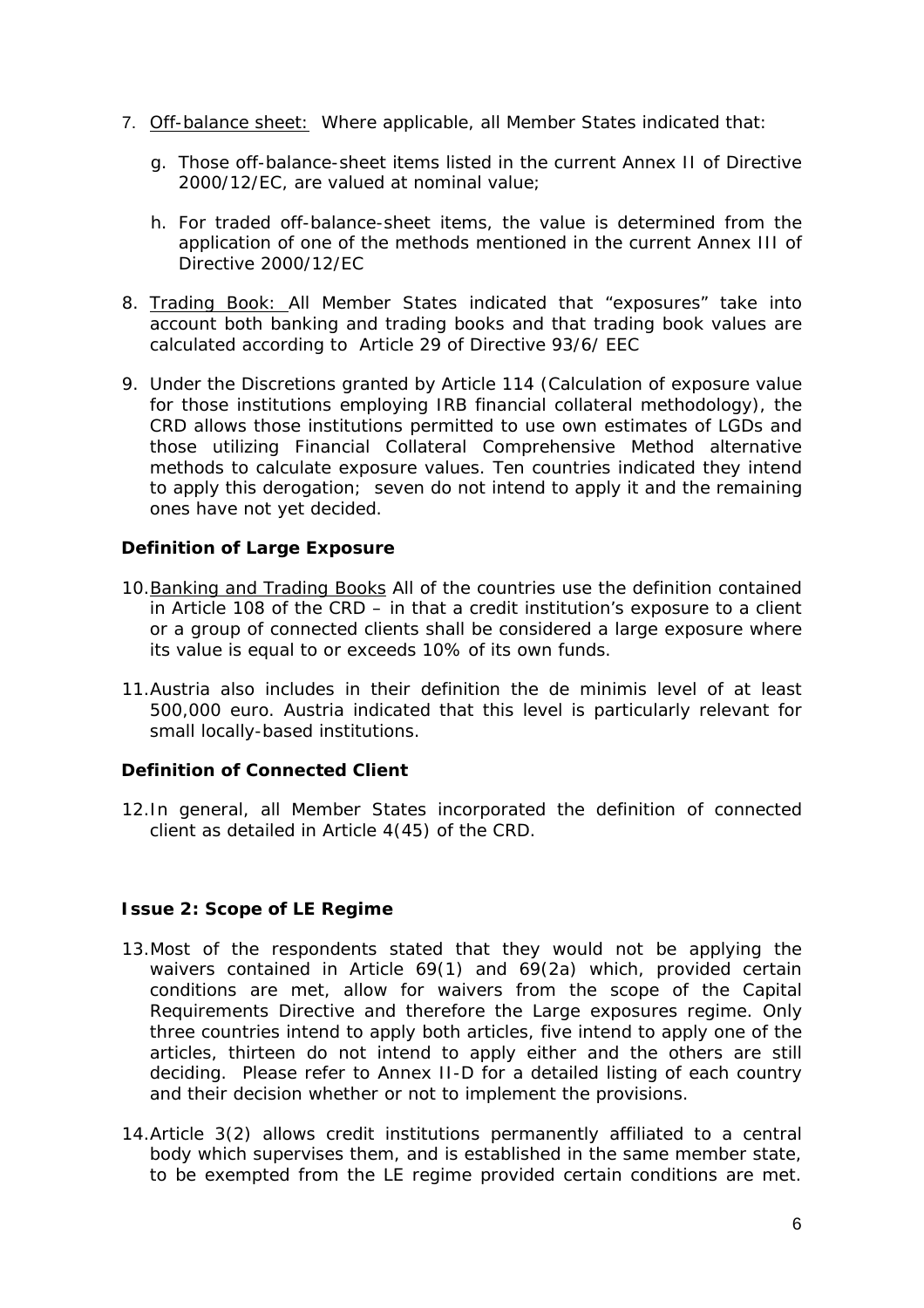7. Off-balance sheet: Where applicable, all Member States indicated that:

   g. Those off-balance-sheet items listed in the current Annex II of Directive 2000/12/EC, are valued at nominal value;

   h. For traded off-balance-sheet items, the value is determined from the application of one of the methods mentioned in the current Annex III of Directive 2000/12/EC

8. Trading Book: All Member States indicated that "exposures" take into account both banking and trading books and that trading book values are calculated according to Article 29 of Directive 93/6/ EEC

9. Under the Discretions granted by Article 114 (Calculation of exposure value for those institutions employing IRB financial collateral methodology), the CRD allows those institutions permitted to use own estimates of LGDs and those utilizing Financial Collateral Comprehensive Method alternative methods to calculate exposure values. Ten countries indicated they intend to apply this derogation; seven do not intend to apply it and the remaining ones have not yet decided.

**Definition of Large Exposure**

10. Banking and Trading Books All of the countries use the definition contained in Article 108 of the CRD – in that a credit institution's exposure to a client or a group of connected clients shall be considered a large exposure where its value is equal to or exceeds 10% of its own funds.

11. Austria also includes in their definition the de minimis level of at least 500,000 euro. Austria indicated that this level is particularly relevant for small locally-based institutions.

**Definition of Connected Client**

12. In general, all Member States incorporated the definition of connected client as detailed in Article 4(45) of the CRD.

**Issue 2: Scope of LE Regime**

13. Most of the respondents stated that they would not be applying the waivers contained in Article 69(1) and 69(2a) which, provided certain conditions are met, allow for waivers from the scope of the Capital Requirements Directive and therefore the Large exposures regime. Only three countries intend to apply both articles, five intend to apply one of the articles, thirteen do not intend to apply either and the others are still deciding. Please refer to Annex II-D for a detailed listing of each country and their decision whether or not to implement the provisions.

14. Article 3(2) allows credit institutions permanently affiliated to a central body which supervises them, and is established in the same member state, to be exempted from the LE regime provided certain conditions are met.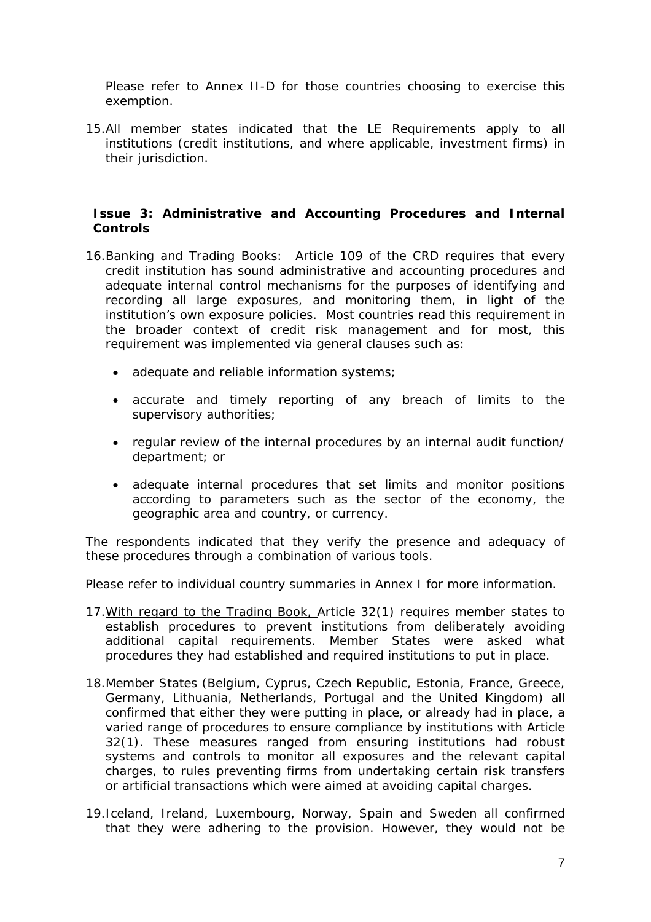Please refer to Annex II-D for those countries choosing to exercise this exemption.

15. All member states indicated that the LE Requirements apply to all institutions (credit institutions, and where applicable, investment firms) in their jurisdiction.

### Issue 3: Administrative and Accounting Procedures and Internal Controls

16. Banking and Trading Books: Article 109 of the CRD requires that every credit institution has sound administrative and accounting procedures and adequate internal control mechanisms for the purposes of identifying and recording all large exposures, and monitoring them, in light of the institution's own exposure policies. Most countries read this requirement in the broader context of credit risk management and for most, this requirement was implemented via general clauses such as:

    - adequate and reliable information systems;
    - accurate and timely reporting of any breach of limits to the supervisory authorities;
    - regular review of the internal procedures by an internal audit function/ department; or
    - adequate internal procedures that set limits and monitor positions according to parameters such as the sector of the economy, the geographic area and country, or currency.

The respondents indicated that they verify the presence and adequacy of these procedures through a combination of various tools.

Please refer to individual country summaries in Annex I for more information.

17. With regard to the Trading Book, Article 32(1) requires member states to establish procedures to prevent institutions from deliberately avoiding additional capital requirements. Member States were asked what procedures they had established and required institutions to put in place.

18. Member States (Belgium, Cyprus, Czech Republic, Estonia, France, Greece, Germany, Lithuania, Netherlands, Portugal and the United Kingdom) all confirmed that either they were putting in place, or already had in place, a varied range of procedures to ensure compliance by institutions with Article 32(1). These measures ranged from ensuring institutions had robust systems and controls to monitor all exposures and the relevant capital charges, to rules preventing firms from undertaking certain risk transfers or artificial transactions which were aimed at avoiding capital charges.

19. Iceland, Ireland, Luxembourg, Norway, Spain and Sweden all confirmed that they were adhering to the provision. However, they would not be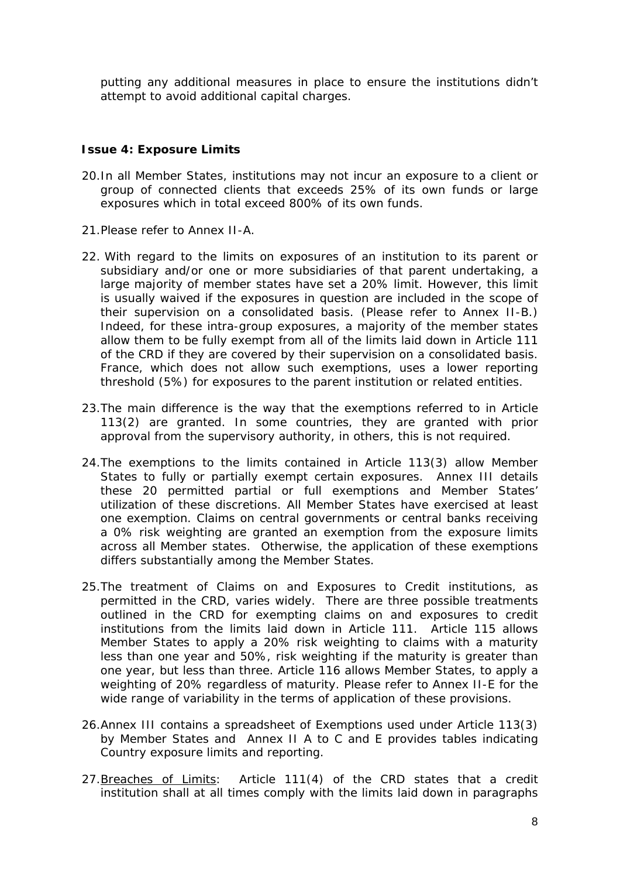putting any additional measures in place to ensure the institutions didn't attempt to avoid additional capital charges.

**Issue 4: Exposure Limits**

20. In all Member States, institutions may not incur an exposure to a client or group of connected clients that exceeds 25% of its own funds or large exposures which in total exceed 800% of its own funds.

21. Please refer to Annex II-A.

22. With regard to the limits on exposures of an institution to its parent or subsidiary and/or one or more subsidiaries of that parent undertaking, a large majority of member states have set a 20% limit. However, this limit is usually waived if the exposures in question are included in the scope of their supervision on a consolidated basis. (Please refer to Annex II-B.) Indeed, for these intra-group exposures, a majority of the member states allow them to be fully exempt from all of the limits laid down in Article 111 of the CRD if they are covered by their supervision on a consolidated basis. France, which does not allow such exemptions, uses a lower reporting threshold (5%) for exposures to the parent institution or related entities.

23. The main difference is the way that the exemptions referred to in Article 113(2) are granted. In some countries, they are granted with prior approval from the supervisory authority, in others, this is not required.

24. The exemptions to the limits contained in Article 113(3) allow Member States to fully or partially exempt certain exposures. Annex III details these 20 permitted partial or full exemptions and Member States' utilization of these discretions. All Member States have exercised at least one exemption. Claims on central governments or central banks receiving a 0% risk weighting are granted an exemption from the exposure limits across all Member states. Otherwise, the application of these exemptions differs substantially among the Member States.

25. The treatment of Claims on and Exposures to Credit institutions, as permitted in the CRD, varies widely. There are three possible treatments outlined in the CRD for exempting claims on and exposures to credit institutions from the limits laid down in Article 111. Article 115 allows Member States to apply a 20% risk weighting to claims with a maturity less than one year and 50%, risk weighting if the maturity is greater than one year, but less than three. Article 116 allows Member States, to apply a weighting of 20% regardless of maturity. Please refer to Annex II-E for the wide range of variability in the terms of application of these provisions.

26. Annex III contains a spreadsheet of Exemptions used under Article 113(3) by Member States and Annex II A to C and E provides tables indicating Country exposure limits and reporting.

27. <u>Breaches of Limits</u>: Article 111(4) of the CRD states that a credit institution shall at all times comply with the limits laid down in paragraphs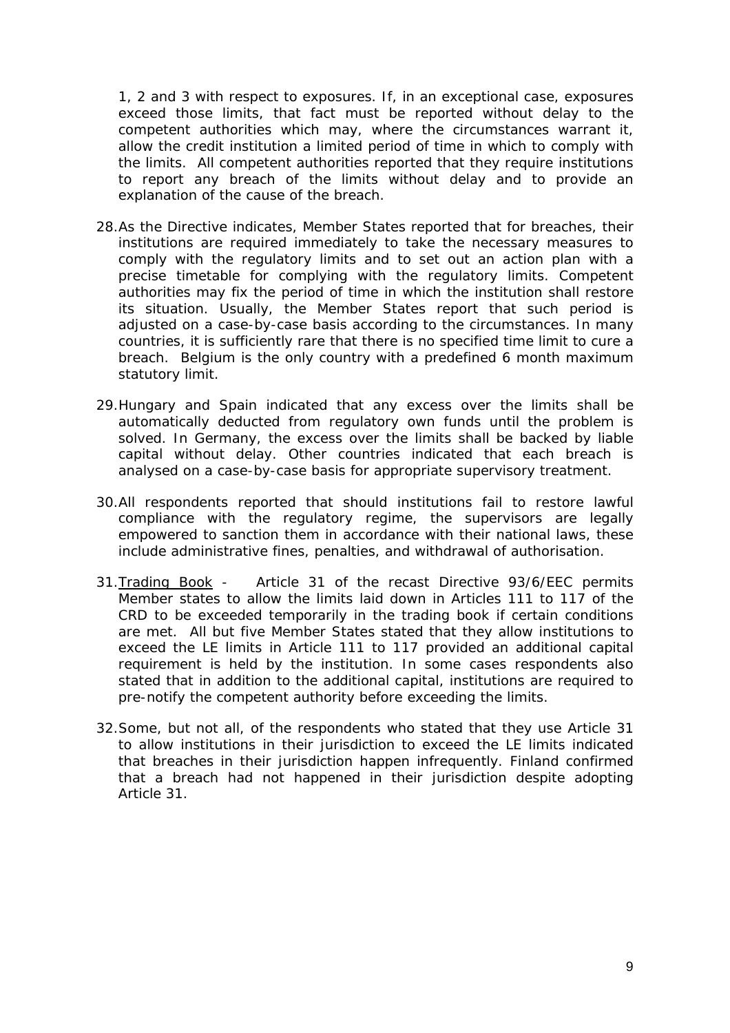1, 2 and 3 with respect to exposures. If, in an exceptional case, exposures exceed those limits, that fact must be reported without delay to the competent authorities which may, where the circumstances warrant it, allow the credit institution a limited period of time in which to comply with the limits. All competent authorities reported that they require institutions to report any breach of the limits without delay and to provide an explanation of the cause of the breach.

28. As the Directive indicates, Member States reported that for breaches, their institutions are required immediately to take the necessary measures to comply with the regulatory limits and to set out an action plan with a precise timetable for complying with the regulatory limits. Competent authorities may fix the period of time in which the institution shall restore its situation. Usually, the Member States report that such period is adjusted on a case-by-case basis according to the circumstances. In many countries, it is sufficiently rare that there is no specified time limit to cure a breach. Belgium is the only country with a predefined 6 month maximum statutory limit.

29. Hungary and Spain indicated that any excess over the limits shall be automatically deducted from regulatory own funds until the problem is solved. In Germany, the excess over the limits shall be backed by liable capital without delay. Other countries indicated that each breach is analysed on a case-by-case basis for appropriate supervisory treatment.

30. All respondents reported that should institutions fail to restore lawful compliance with the regulatory regime, the supervisors are legally empowered to sanction them in accordance with their national laws, these include administrative fines, penalties, and withdrawal of authorisation.

31. Trading Book - Article 31 of the recast Directive 93/6/EEC permits Member states to allow the limits laid down in Articles 111 to 117 of the CRD to be exceeded temporarily in the trading book if certain conditions are met. All but five Member States stated that they allow institutions to exceed the LE limits in Article 111 to 117 provided an additional capital requirement is held by the institution. In some cases respondents also stated that in addition to the additional capital, institutions are required to pre-notify the competent authority before exceeding the limits.

32. Some, but not all, of the respondents who stated that they use Article 31 to allow institutions in their jurisdiction to exceed the LE limits indicated that breaches in their jurisdiction happen infrequently. Finland confirmed that a breach had not happened in their jurisdiction despite adopting Article 31.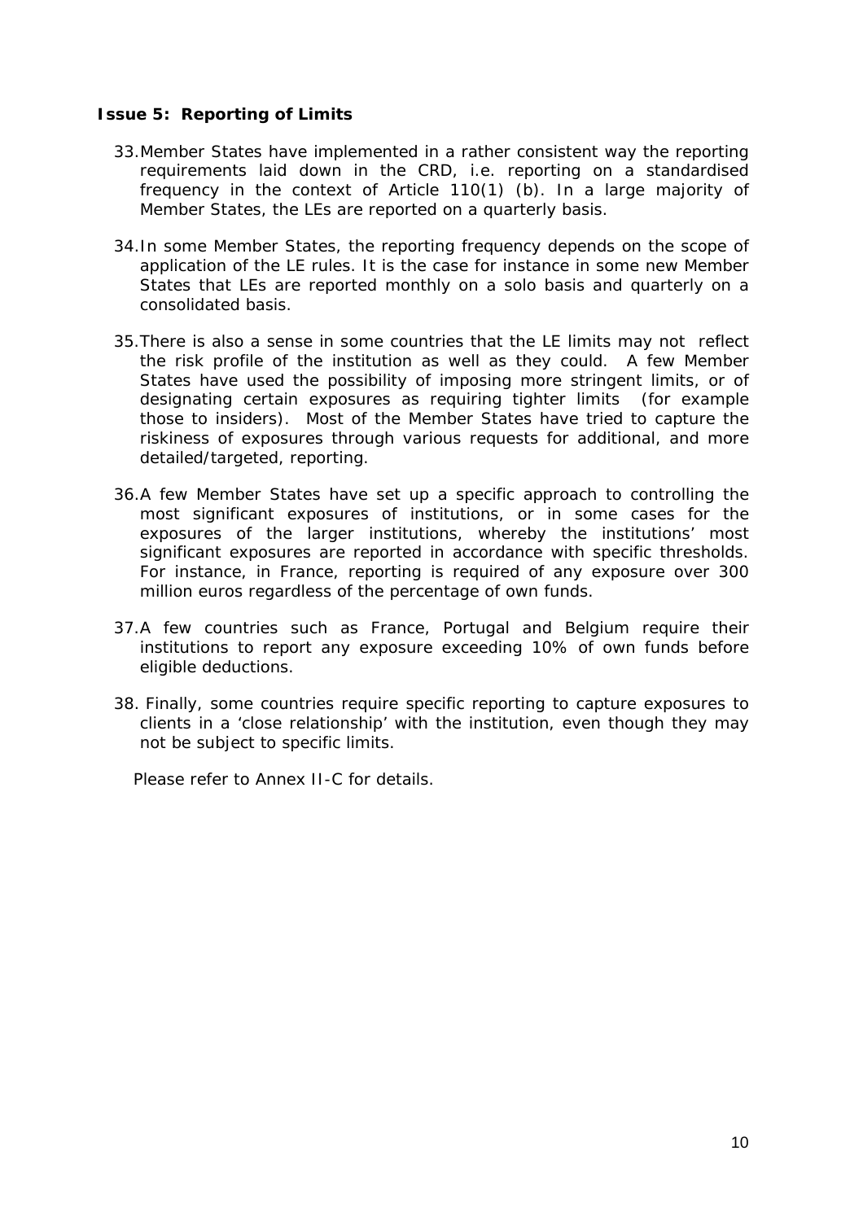**Issue 5: Reporting of Limits**

33. Member States have implemented in a rather consistent way the reporting requirements laid down in the CRD, i.e. reporting on a standardised frequency in the context of Article 110(1) (b). In a large majority of Member States, the LEs are reported on a quarterly basis.

34. In some Member States, the reporting frequency depends on the scope of application of the LE rules. It is the case for instance in some new Member States that LEs are reported monthly on a solo basis and quarterly on a consolidated basis.

35. There is also a sense in some countries that the LE limits may not reflect the risk profile of the institution as well as they could. A few Member States have used the possibility of imposing more stringent limits, or of designating certain exposures as requiring tighter limits (for example those to insiders). Most of the Member States have tried to capture the riskiness of exposures through various requests for additional, and more detailed/targeted, reporting.

36. A few Member States have set up a specific approach to controlling the most significant exposures of institutions, or in some cases for the exposures of the larger institutions, whereby the institutions' most significant exposures are reported in accordance with specific thresholds. For instance, in France, reporting is required of any exposure over 300 million euros regardless of the percentage of own funds.

37. A few countries such as France, Portugal and Belgium require their institutions to report any exposure exceeding 10% of own funds before eligible deductions.

38. Finally, some countries require specific reporting to capture exposures to clients in a 'close relationship' with the institution, even though they may not be subject to specific limits.

Please refer to Annex II-C for details.